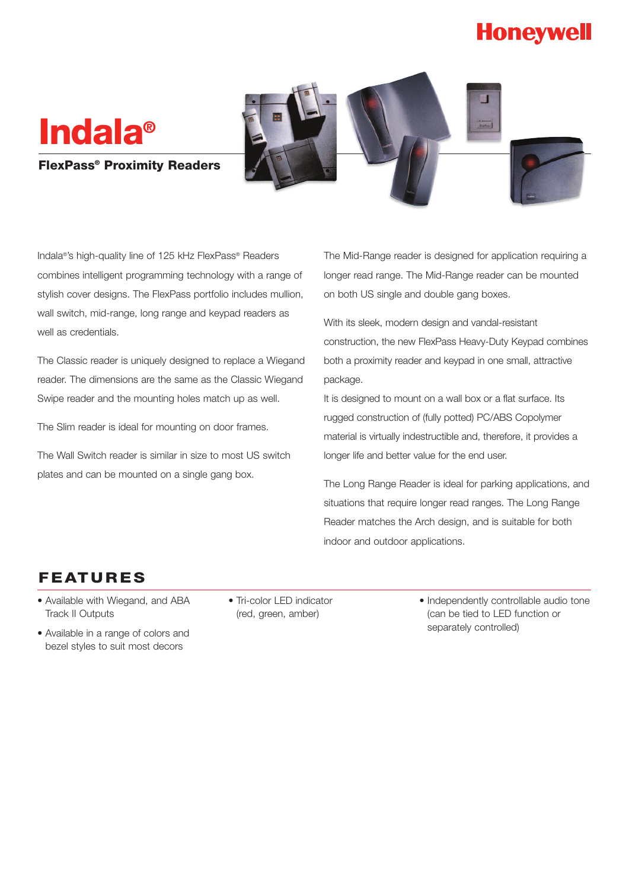Honeywell

# Indala®

## FlexPass® Proximity Readers

Indala®'s high-quality line of 125 kHz FlexPass® Readers combines intelligent programming technology with a range of stylish cover designs. The FlexPass portfolio includes mullion, wall switch, mid-range, long range and keypad readers as well as credentials.

The Classic reader is uniquely designed to replace a Wiegand reader. The dimensions are the same as the Classic Wiegand Swipe reader and the mounting holes match up as well.

The Slim reader is ideal for mounting on door frames.

The Wall Switch reader is similar in size to most US switch plates and can be mounted on a single gang box.

The Mid-Range reader is designed for application requiring a longer read range. The Mid-Range reader can be mounted on both US single and double gang boxes.

With its sleek, modern design and vandal-resistant construction, the new FlexPass Heavy-Duty Keypad combines both a proximity reader and keypad in one small, attractive package.

It is designed to mount on a wall box or a flat surface. Its rugged construction of (fully potted) PC/ABS Copolymer material is virtually indestructible and, therefore, it provides a longer life and better value for the end user.

The Long Range Reader is ideal for parking applications, and situations that require longer read ranges. The Long Range Reader matches the Arch design, and is suitable for both indoor and outdoor applications.

## FEATURES

- Available with Wiegand, and ABA Track II Outputs
- Available in a range of colors and bezel styles to suit most decors
- Tri-color LED indicator (red, green, amber)
- Independently controllable audio tone (can be tied to LED function or separately controlled)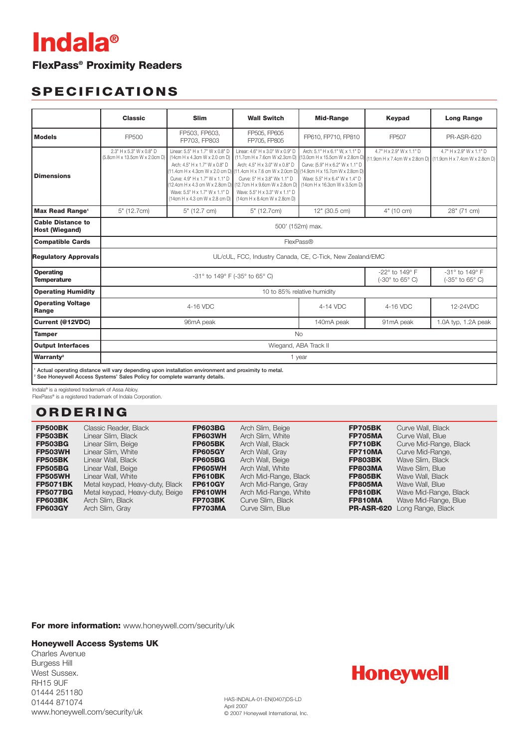# Indala®

## FlexPass® Proximity Readers

## SPECIFICATIONS

| | Classic | Slim | Wall Switch | Mid-Range | Keypad | Long Range |
|---|---|---|---|---|---|---|
| **Models** | FP500 | FP503, FP603, FP703, FP803 | FP505, FP605 FP705, FP805 | FP610, FP710, FP810 | FP507 | PR-ASR-620 |
| **Dimensions** | 2.3" H x 5.3" W x 0.8" D (5.8cm H x 13.5cm W x 2.0cm D) | Linear: 5.5" H x 1.7" W x 0.8" D (14cm H x 4.3cm W x 2.0 cm D) Arch: 4.5" H x 1.7" W x 0.8" D (11.4cm H x 4.3cm W x 2.0 cm D) Curve: 4.9" H x 1.7" W x 1.1" D (12.4cm H x 4.3 cm W x 2.8cm D) Wave: 5.5" H x 1.7" W x 1.1" D (14cm H x 4.3 cm W x 2.8 cm D) | Linear: 4.6" H x 3.0" W x 0.9" D (11.7cm H x 7.6cm W x2.3cm D) Arch: 4.5" H x 3.0" W x 0.8" D (11.4cm H x 7.6 cm W x 2.0cm D) Curve: 5" H x 3.8" Wx 1.1" D (12.7cm H x 9.6cm W x 2.8cm D) Wave: 5.5" H x 3.3" W x 1.1" D (14cm H x 8.4cm W x 2.8cm D) | Arch: 5.1" H x 6.1" W, x 1.1" D (13.0cm H x 15.5cm W x 2.8cm D) Curve: (5.9" H x 6.2" W x 1.1" D (14.9cm H x 15.7cm W x 2.8cm D) Wave: 5.5" H x 6.4" W x 1.4" D (14cm H x 16.3cm W x 3.5cm D) | 4.7" H x 2.9" W x 1.1" D (11.9cm H x 7.4cm W x 2.8cm D) | 4.7" H x 2.9" W x 1.1" D (11.9cm H x 7.4cm W x 2.8cm D) |
| **Max Read Range**[1] | 5" (12.7cm) | 5" (12.7 cm) | 5" (12.7cm) | 12" (30.5 cm) | 4" (10 cm) | 28" (71 cm) |
| **Cable Distance to Host (Wiegand)** | 500' (152m) max. | | | | | |
| **Compatible Cards** | FlexPass® | | | | | |
| **Regulatory Approvals** | UL/cUL, FCC, Industry Canada, CE, C-Tick, New Zealand/EMC | | | | | |
| **Operating Temperature** | -31° to 149° F (-35° to 65° C) | | | | -22° to 149° F (-30° to 65° C) | -31° to 149° F (-35° to 65° C) |
| **Operating Humidity** | 10 to 85% relative humidity | | | | | |
| **Operating Voltage Range** | 4-16 VDC | | | 4-14 VDC | 4-16 VDC | 12-24VDC |
| **Current (@12VDC)** | 96mA peak | | | 140mA peak | 91mA peak | 1.0A typ, 1.2A peak |
| **Tamper** | No | | | | | |
| **Output Interfaces** | Wiegand, ABA Track II | | | | | |
| **Warranty**[2] | 1 year | | | | | |

[1] Actual operating distance will vary depending upon installation environment and proximity to metal.
[2] See Honeywell Access Systems' Sales Policy for complete warranty details.

Indala® is a registered trademark of Assa Abloy.
FlexPass® is a registered trademark of Indala Corporation.

## ORDERING

**FP500BK** Classic Reader, Black
**FP503BK** Linear Slim, Black
**FP503BG** Linear Slim, Beige
**FP503WH** Linear Slim, White
**FP505BK** Linear Wall, Black
**FP505BG** Linear Wall, Beige
**FP505WH** Linear Wall, White
**FP5071BK** Metal keypad, Heavy-duty, Black
**FP5077BG** Metal keypad, Heavy-duty, Beige
**FP603BK** Arch Slim, Black
**FP603GY** Arch Slim, Gray
**FP603BG** Arch Slim, Beige
**FP603WH** Arch Slim, White
**FP605BK** Arch Wall, Black
**FP605GY** Arch Wall, Gray
**FP605BG** Arch Wall, Beige
**FP605WH** Arch Wall, White
**FP610BK** Arch Mid-Range, Black
**FP610GY** Arch Mid-Range, Gray
**FP610WH** Arch Mid-Range, White
**FP703BK** Curve Slim, Black
**FP703MA** Curve Slim, Blue
**FP705BK** Curve Wall, Black
**FP705MA** Curve Wall, Blue
**FP710BK** Curve Mid-Range, Black
**FP710MA** Curve Mid-Range,
**FP803BK** Wave Slim, Black
**FP803MA** Wave Slim, Blue
**FP805BK** Wave Wall, Black
**FP805MA** Wave Wall, Blue
**FP810BK** Wave Mid-Range, Black
**FP810MA** Wave Mid-Range, Blue
**PR-ASR-620** Long Range, Black

**For more information:** www.honeywell.com/security/uk

**Honeywell Access Systems UK**
Charles Avenue
Burgess Hill
West Sussex.
RH15 9UF
01444 251180
01444 871074
www.honeywell.com/security/uk

Honeywell

HAS-INDALA-01-EN(0407)DS-LD
April 2007
© 2007 Honeywell International, Inc.